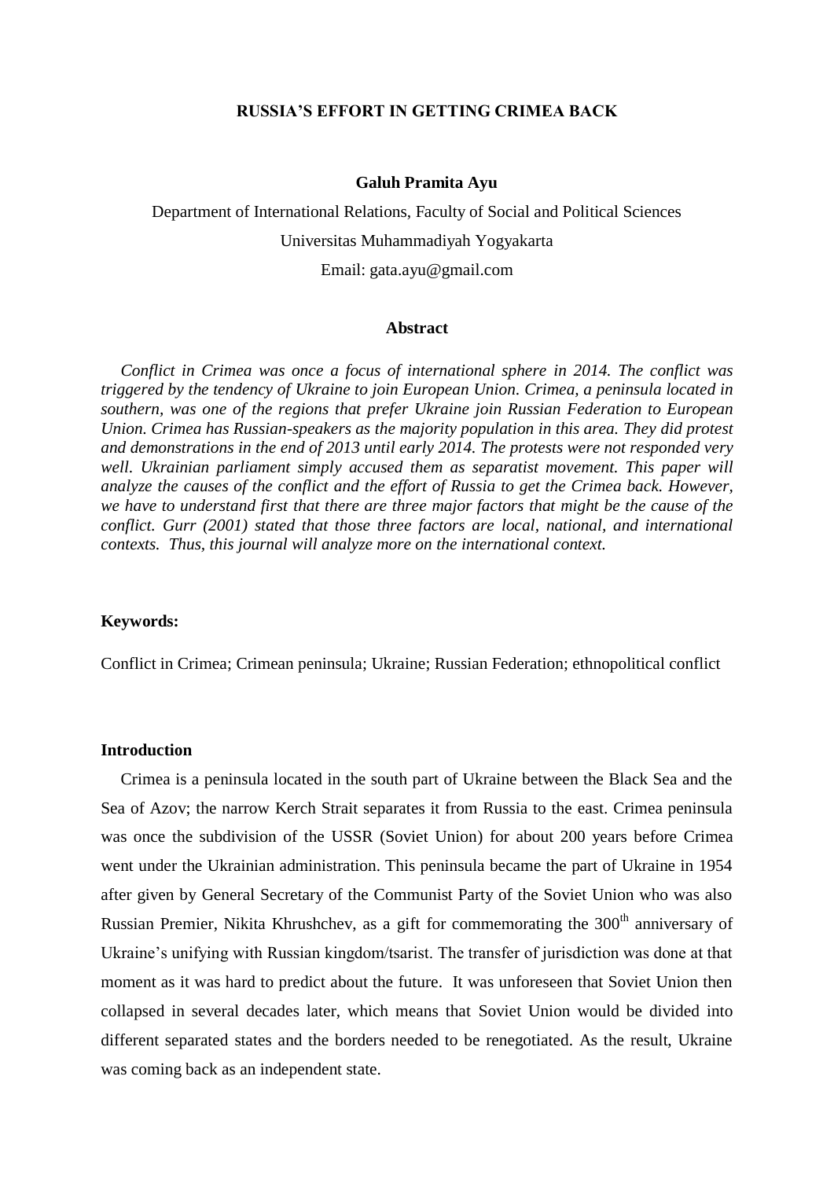# RUSSIA'S EFFORT IN GETTING CRIMEA BACK

**Galuh Pramita Ayu**

Department of International Relations, Faculty of Social and Political Sciences

Universitas Muhammadiyah Yogyakarta

Email: gata.ayu@gmail.com

## Abstract

*Conflict in Crimea was once a focus of international sphere in 2014. The conflict was triggered by the tendency of Ukraine to join European Union. Crimea, a peninsula located in southern, was one of the regions that prefer Ukraine join Russian Federation to European Union. Crimea has Russian-speakers as the majority population in this area. They did protest and demonstrations in the end of 2013 until early 2014. The protests were not responded very well. Ukrainian parliament simply accused them as separatist movement. This paper will analyze the causes of the conflict and the effort of Russia to get the Crimea back. However, we have to understand first that there are three major factors that might be the cause of the conflict. Gurr (2001) stated that those three factors are local, national, and international contexts. Thus, this journal will analyze more on the international context.*

**Keywords:**

Conflict in Crimea; Crimean peninsula; Ukraine; Russian Federation; ethnopolitical conflict

## Introduction

Crimea is a peninsula located in the south part of Ukraine between the Black Sea and the Sea of Azov; the narrow Kerch Strait separates it from Russia to the east. Crimea peninsula was once the subdivision of the USSR (Soviet Union) for about 200 years before Crimea went under the Ukrainian administration. This peninsula became the part of Ukraine in 1954 after given by General Secretary of the Communist Party of the Soviet Union who was also Russian Premier, Nikita Khrushchev, as a gift for commemorating the 300th anniversary of Ukraine's unifying with Russian kingdom/tsarist. The transfer of jurisdiction was done at that moment as it was hard to predict about the future. It was unforeseen that Soviet Union then collapsed in several decades later, which means that Soviet Union would be divided into different separated states and the borders needed to be renegotiated. As the result, Ukraine was coming back as an independent state.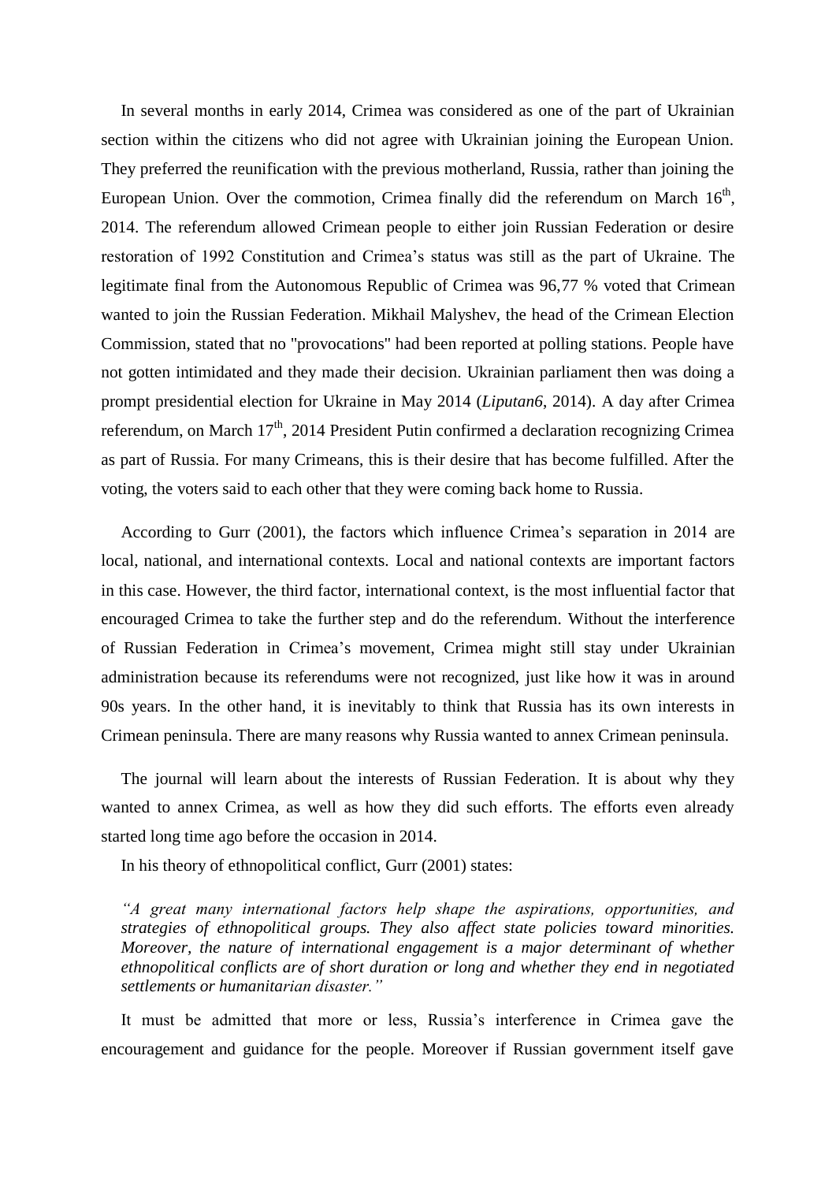In several months in early 2014, Crimea was considered as one of the part of Ukrainian section within the citizens who did not agree with Ukrainian joining the European Union. They preferred the reunification with the previous motherland, Russia, rather than joining the European Union. Over the commotion, Crimea finally did the referendum on March 16th, 2014. The referendum allowed Crimean people to either join Russian Federation or desire restoration of 1992 Constitution and Crimea's status was still as the part of Ukraine. The legitimate final from the Autonomous Republic of Crimea was 96,77 % voted that Crimean wanted to join the Russian Federation. Mikhail Malyshev, the head of the Crimean Election Commission, stated that no "provocations" had been reported at polling stations. People have not gotten intimidated and they made their decision. Ukrainian parliament then was doing a prompt presidential election for Ukraine in May 2014 (*Liputan6*, 2014). A day after Crimea referendum, on March 17th, 2014 President Putin confirmed a declaration recognizing Crimea as part of Russia. For many Crimeans, this is their desire that has become fulfilled. After the voting, the voters said to each other that they were coming back home to Russia.

According to Gurr (2001), the factors which influence Crimea's separation in 2014 are local, national, and international contexts. Local and national contexts are important factors in this case. However, the third factor, international context, is the most influential factor that encouraged Crimea to take the further step and do the referendum. Without the interference of Russian Federation in Crimea's movement, Crimea might still stay under Ukrainian administration because its referendums were not recognized, just like how it was in around 90s years. In the other hand, it is inevitably to think that Russia has its own interests in Crimean peninsula. There are many reasons why Russia wanted to annex Crimean peninsula.

The journal will learn about the interests of Russian Federation. It is about why they wanted to annex Crimea, as well as how they did such efforts. The efforts even already started long time ago before the occasion in 2014.

In his theory of ethnopolitical conflict, Gurr (2001) states:

> *"A great many international factors help shape the aspirations, opportunities, and strategies of ethnopolitical groups. They also affect state policies toward minorities. Moreover, the nature of international engagement is a major determinant of whether ethnopolitical conflicts are of short duration or long and whether they end in negotiated settlements or humanitarian disaster."*

It must be admitted that more or less, Russia's interference in Crimea gave the encouragement and guidance for the people. Moreover if Russian government itself gave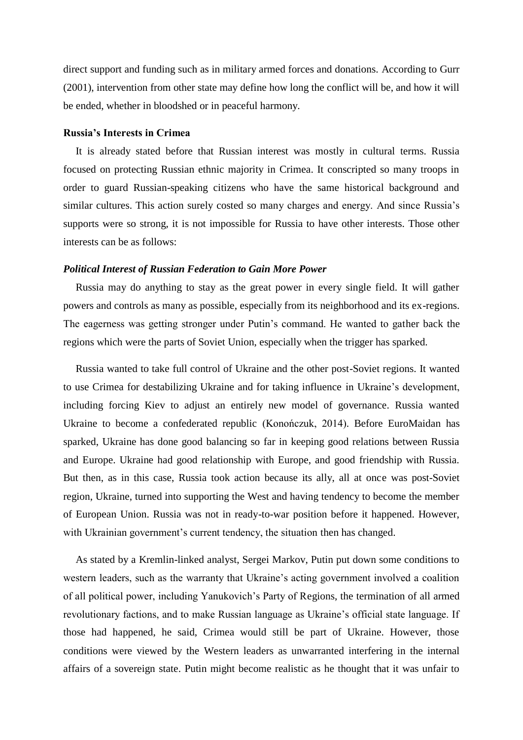direct support and funding such as in military armed forces and donations. According to Gurr (2001), intervention from other state may define how long the conflict will be, and how it will be ended, whether in bloodshed or in peaceful harmony.

**Russia's Interests in Crimea**

It is already stated before that Russian interest was mostly in cultural terms. Russia focused on protecting Russian ethnic majority in Crimea. It conscripted so many troops in order to guard Russian-speaking citizens who have the same historical background and similar cultures. This action surely costed so many charges and energy. And since Russia's supports were so strong, it is not impossible for Russia to have other interests. Those other interests can be as follows:

***Political Interest of Russian Federation to Gain More Power***

Russia may do anything to stay as the great power in every single field. It will gather powers and controls as many as possible, especially from its neighborhood and its ex-regions. The eagerness was getting stronger under Putin's command. He wanted to gather back the regions which were the parts of Soviet Union, especially when the trigger has sparked.

Russia wanted to take full control of Ukraine and the other post-Soviet regions. It wanted to use Crimea for destabilizing Ukraine and for taking influence in Ukraine's development, including forcing Kiev to adjust an entirely new model of governance. Russia wanted Ukraine to become a confederated republic (Konończuk, 2014). Before EuroMaidan has sparked, Ukraine has done good balancing so far in keeping good relations between Russia and Europe. Ukraine had good relationship with Europe, and good friendship with Russia. But then, as in this case, Russia took action because its ally, all at once was post-Soviet region, Ukraine, turned into supporting the West and having tendency to become the member of European Union. Russia was not in ready-to-war position before it happened. However, with Ukrainian government's current tendency, the situation then has changed.

As stated by a Kremlin-linked analyst, Sergei Markov, Putin put down some conditions to western leaders, such as the warranty that Ukraine's acting government involved a coalition of all political power, including Yanukovich's Party of Regions, the termination of all armed revolutionary factions, and to make Russian language as Ukraine's official state language. If those had happened, he said, Crimea would still be part of Ukraine. However, those conditions were viewed by the Western leaders as unwarranted interfering in the internal affairs of a sovereign state. Putin might become realistic as he thought that it was unfair to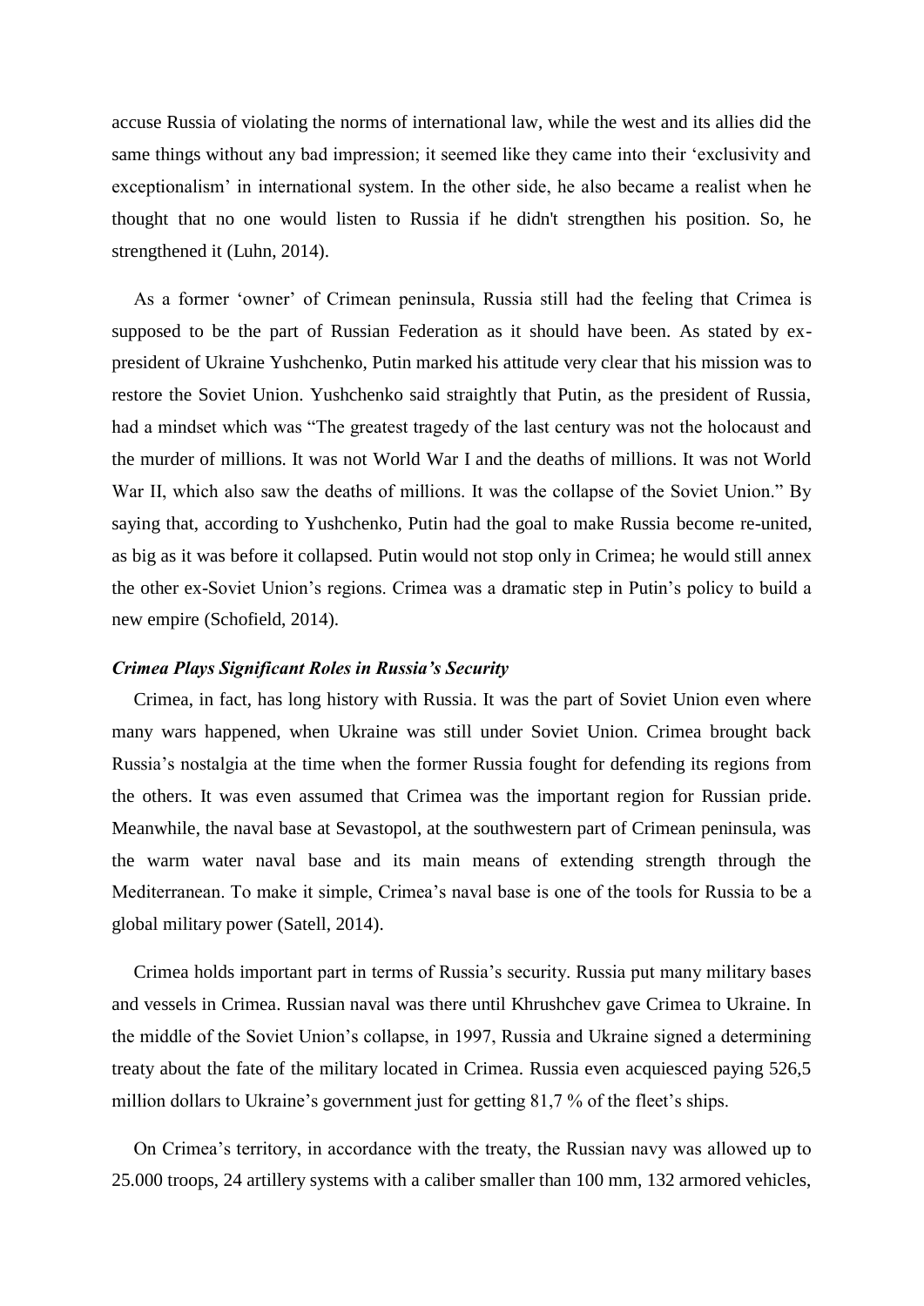accuse Russia of violating the norms of international law, while the west and its allies did the same things without any bad impression; it seemed like they came into their 'exclusivity and exceptionalism' in international system. In the other side, he also became a realist when he thought that no one would listen to Russia if he didn't strengthen his position. So, he strengthened it (Luhn, 2014).

As a former 'owner' of Crimean peninsula, Russia still had the feeling that Crimea is supposed to be the part of Russian Federation as it should have been. As stated by ex-president of Ukraine Yushchenko, Putin marked his attitude very clear that his mission was to restore the Soviet Union. Yushchenko said straightly that Putin, as the president of Russia, had a mindset which was "The greatest tragedy of the last century was not the holocaust and the murder of millions. It was not World War I and the deaths of millions. It was not World War II, which also saw the deaths of millions. It was the collapse of the Soviet Union." By saying that, according to Yushchenko, Putin had the goal to make Russia become re-united, as big as it was before it collapsed. Putin would not stop only in Crimea; he would still annex the other ex-Soviet Union's regions. Crimea was a dramatic step in Putin's policy to build a new empire (Schofield, 2014).

***Crimea Plays Significant Roles in Russia's Security***

Crimea, in fact, has long history with Russia. It was the part of Soviet Union even where many wars happened, when Ukraine was still under Soviet Union. Crimea brought back Russia's nostalgia at the time when the former Russia fought for defending its regions from the others. It was even assumed that Crimea was the important region for Russian pride. Meanwhile, the naval base at Sevastopol, at the southwestern part of Crimean peninsula, was the warm water naval base and its main means of extending strength through the Mediterranean. To make it simple, Crimea's naval base is one of the tools for Russia to be a global military power (Satell, 2014).

Crimea holds important part in terms of Russia's security. Russia put many military bases and vessels in Crimea. Russian naval was there until Khrushchev gave Crimea to Ukraine. In the middle of the Soviet Union's collapse, in 1997, Russia and Ukraine signed a determining treaty about the fate of the military located in Crimea. Russia even acquiesced paying 526,5 million dollars to Ukraine's government just for getting 81,7 % of the fleet's ships.

On Crimea's territory, in accordance with the treaty, the Russian navy was allowed up to 25.000 troops, 24 artillery systems with a caliber smaller than 100 mm, 132 armored vehicles,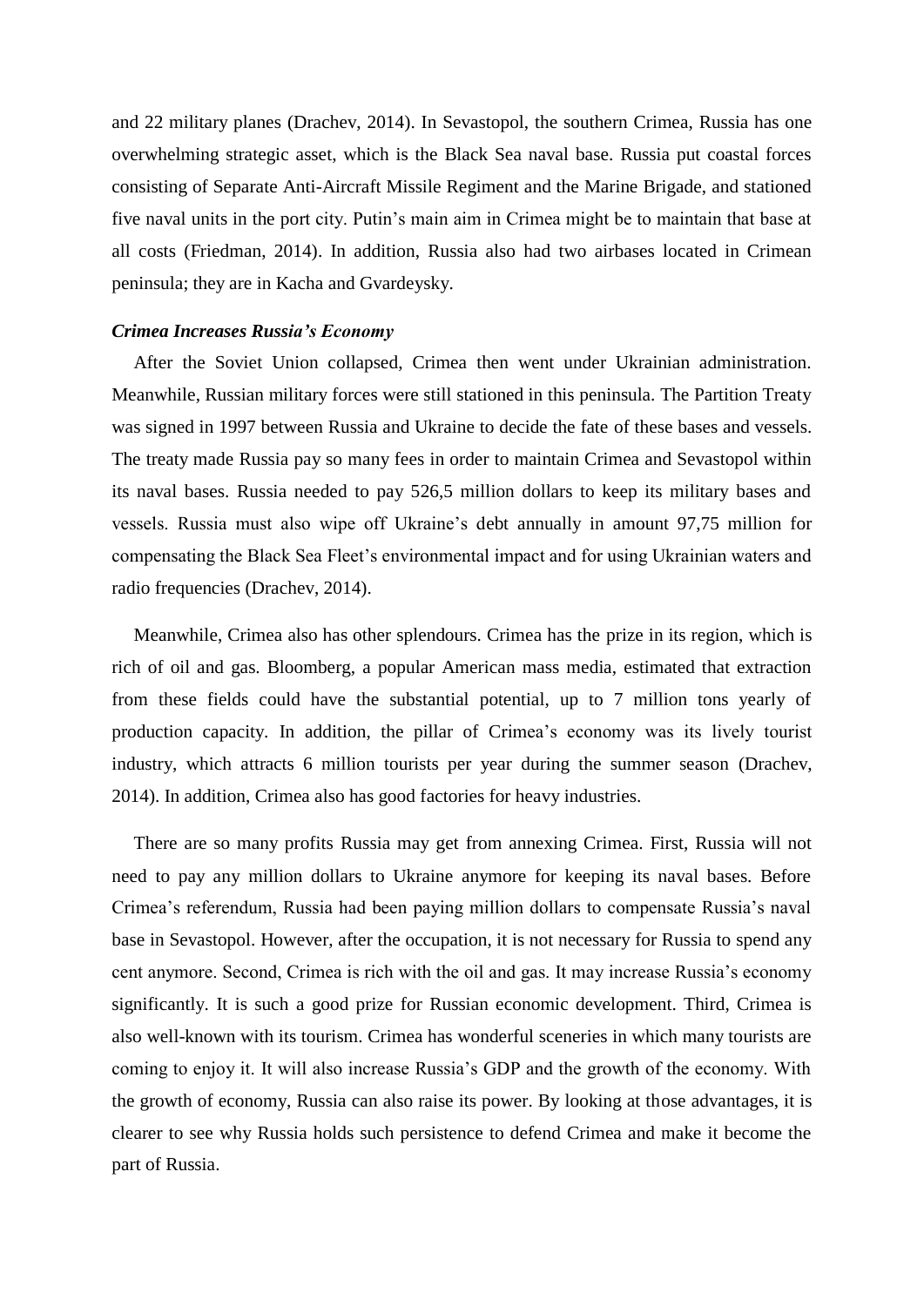and 22 military planes (Drachev, 2014). In Sevastopol, the southern Crimea, Russia has one overwhelming strategic asset, which is the Black Sea naval base. Russia put coastal forces consisting of Separate Anti-Aircraft Missile Regiment and the Marine Brigade, and stationed five naval units in the port city. Putin's main aim in Crimea might be to maintain that base at all costs (Friedman, 2014). In addition, Russia also had two airbases located in Crimean peninsula; they are in Kacha and Gvardeysky.

***Crimea Increases Russia's Economy***

After the Soviet Union collapsed, Crimea then went under Ukrainian administration. Meanwhile, Russian military forces were still stationed in this peninsula. The Partition Treaty was signed in 1997 between Russia and Ukraine to decide the fate of these bases and vessels. The treaty made Russia pay so many fees in order to maintain Crimea and Sevastopol within its naval bases. Russia needed to pay 526,5 million dollars to keep its military bases and vessels. Russia must also wipe off Ukraine's debt annually in amount 97,75 million for compensating the Black Sea Fleet's environmental impact and for using Ukrainian waters and radio frequencies (Drachev, 2014).

Meanwhile, Crimea also has other splendours. Crimea has the prize in its region, which is rich of oil and gas. Bloomberg, a popular American mass media, estimated that extraction from these fields could have the substantial potential, up to 7 million tons yearly of production capacity. In addition, the pillar of Crimea's economy was its lively tourist industry, which attracts 6 million tourists per year during the summer season (Drachev, 2014). In addition, Crimea also has good factories for heavy industries.

There are so many profits Russia may get from annexing Crimea. First, Russia will not need to pay any million dollars to Ukraine anymore for keeping its naval bases. Before Crimea's referendum, Russia had been paying million dollars to compensate Russia's naval base in Sevastopol. However, after the occupation, it is not necessary for Russia to spend any cent anymore. Second, Crimea is rich with the oil and gas. It may increase Russia's economy significantly. It is such a good prize for Russian economic development. Third, Crimea is also well-known with its tourism. Crimea has wonderful sceneries in which many tourists are coming to enjoy it. It will also increase Russia's GDP and the growth of the economy. With the growth of economy, Russia can also raise its power. By looking at those advantages, it is clearer to see why Russia holds such persistence to defend Crimea and make it become the part of Russia.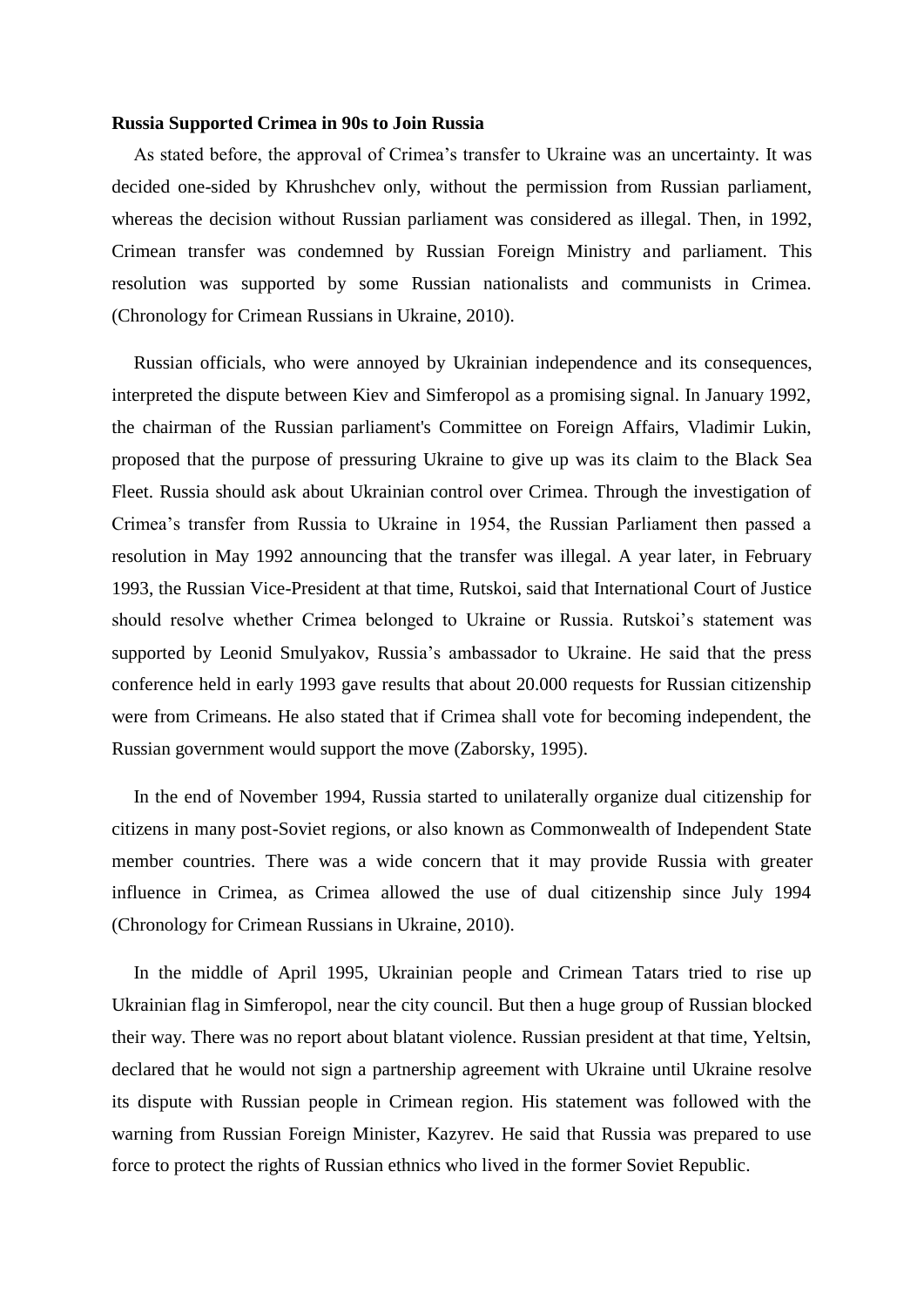**Russia Supported Crimea in 90s to Join Russia**

As stated before, the approval of Crimea's transfer to Ukraine was an uncertainty. It was decided one-sided by Khrushchev only, without the permission from Russian parliament, whereas the decision without Russian parliament was considered as illegal. Then, in 1992, Crimean transfer was condemned by Russian Foreign Ministry and parliament. This resolution was supported by some Russian nationalists and communists in Crimea. (Chronology for Crimean Russians in Ukraine, 2010).

Russian officials, who were annoyed by Ukrainian independence and its consequences, interpreted the dispute between Kiev and Simferopol as a promising signal. In January 1992, the chairman of the Russian parliament's Committee on Foreign Affairs, Vladimir Lukin, proposed that the purpose of pressuring Ukraine to give up was its claim to the Black Sea Fleet. Russia should ask about Ukrainian control over Crimea. Through the investigation of Crimea's transfer from Russia to Ukraine in 1954, the Russian Parliament then passed a resolution in May 1992 announcing that the transfer was illegal. A year later, in February 1993, the Russian Vice-President at that time, Rutskoi, said that International Court of Justice should resolve whether Crimea belonged to Ukraine or Russia. Rutskoi's statement was supported by Leonid Smulyakov, Russia's ambassador to Ukraine. He said that the press conference held in early 1993 gave results that about 20.000 requests for Russian citizenship were from Crimeans. He also stated that if Crimea shall vote for becoming independent, the Russian government would support the move (Zaborsky, 1995).

In the end of November 1994, Russia started to unilaterally organize dual citizenship for citizens in many post-Soviet regions, or also known as Commonwealth of Independent State member countries. There was a wide concern that it may provide Russia with greater influence in Crimea, as Crimea allowed the use of dual citizenship since July 1994 (Chronology for Crimean Russians in Ukraine, 2010).

In the middle of April 1995, Ukrainian people and Crimean Tatars tried to rise up Ukrainian flag in Simferopol, near the city council. But then a huge group of Russian blocked their way. There was no report about blatant violence. Russian president at that time, Yeltsin, declared that he would not sign a partnership agreement with Ukraine until Ukraine resolve its dispute with Russian people in Crimean region. His statement was followed with the warning from Russian Foreign Minister, Kazyrev. He said that Russia was prepared to use force to protect the rights of Russian ethnics who lived in the former Soviet Republic.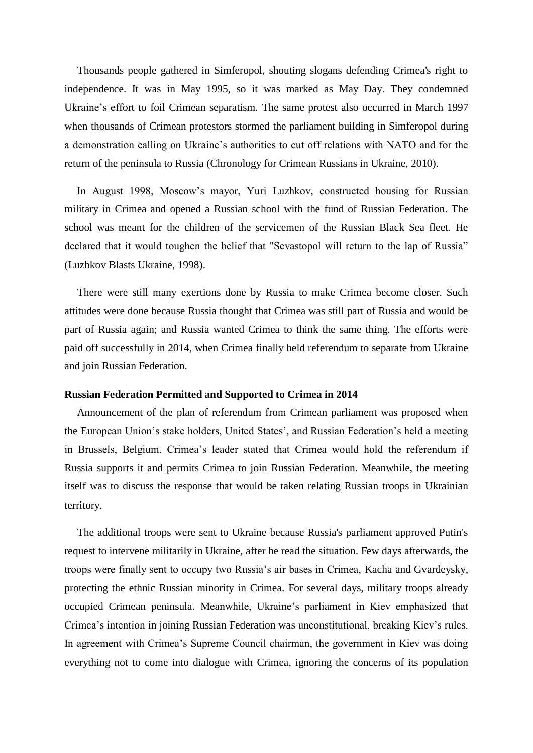Thousands people gathered in Simferopol, shouting slogans defending Crimea's right to independence. It was in May 1995, so it was marked as May Day. They condemned Ukraine's effort to foil Crimean separatism. The same protest also occurred in March 1997 when thousands of Crimean protestors stormed the parliament building in Simferopol during a demonstration calling on Ukraine's authorities to cut off relations with NATO and for the return of the peninsula to Russia (Chronology for Crimean Russians in Ukraine, 2010).

In August 1998, Moscow's mayor, Yuri Luzhkov, constructed housing for Russian military in Crimea and opened a Russian school with the fund of Russian Federation. The school was meant for the children of the servicemen of the Russian Black Sea fleet. He declared that it would toughen the belief that "Sevastopol will return to the lap of Russia" (Luzhkov Blasts Ukraine, 1998).

There were still many exertions done by Russia to make Crimea become closer. Such attitudes were done because Russia thought that Crimea was still part of Russia and would be part of Russia again; and Russia wanted Crimea to think the same thing. The efforts were paid off successfully in 2014, when Crimea finally held referendum to separate from Ukraine and join Russian Federation.

**Russian Federation Permitted and Supported to Crimea in 2014**

Announcement of the plan of referendum from Crimean parliament was proposed when the European Union's stake holders, United States', and Russian Federation's held a meeting in Brussels, Belgium. Crimea's leader stated that Crimea would hold the referendum if Russia supports it and permits Crimea to join Russian Federation. Meanwhile, the meeting itself was to discuss the response that would be taken relating Russian troops in Ukrainian territory.

The additional troops were sent to Ukraine because Russia's parliament approved Putin's request to intervene militarily in Ukraine, after he read the situation. Few days afterwards, the troops were finally sent to occupy two Russia's air bases in Crimea, Kacha and Gvardeysky, protecting the ethnic Russian minority in Crimea. For several days, military troops already occupied Crimean peninsula. Meanwhile, Ukraine's parliament in Kiev emphasized that Crimea's intention in joining Russian Federation was unconstitutional, breaking Kiev's rules. In agreement with Crimea's Supreme Council chairman, the government in Kiev was doing everything not to come into dialogue with Crimea, ignoring the concerns of its population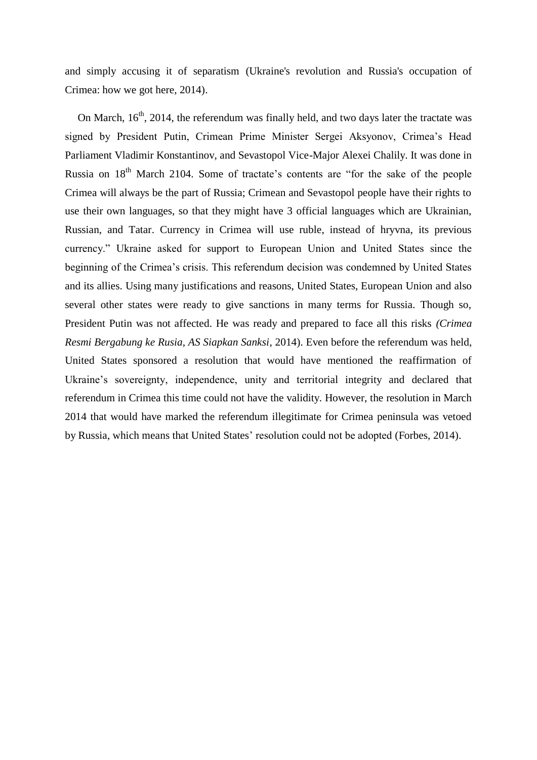and simply accusing it of separatism (Ukraine's revolution and Russia's occupation of Crimea: how we got here, 2014).

On March, 16th, 2014, the referendum was finally held, and two days later the tractate was signed by President Putin, Crimean Prime Minister Sergei Aksyonov, Crimea's Head Parliament Vladimir Konstantinov, and Sevastopol Vice-Major Alexei Chalily. It was done in Russia on 18th March 2104. Some of tractate's contents are "for the sake of the people Crimea will always be the part of Russia; Crimean and Sevastopol people have their rights to use their own languages, so that they might have 3 official languages which are Ukrainian, Russian, and Tatar. Currency in Crimea will use ruble, instead of hryvna, its previous currency." Ukraine asked for support to European Union and United States since the beginning of the Crimea's crisis. This referendum decision was condemned by United States and its allies. Using many justifications and reasons, United States, European Union and also several other states were ready to give sanctions in many terms for Russia. Though so, President Putin was not affected. He was ready and prepared to face all this risks *(Crimea Resmi Bergabung ke Rusia, AS Siapkan Sanksi*, 2014). Even before the referendum was held, United States sponsored a resolution that would have mentioned the reaffirmation of Ukraine's sovereignty, independence, unity and territorial integrity and declared that referendum in Crimea this time could not have the validity. However, the resolution in March 2014 that would have marked the referendum illegitimate for Crimea peninsula was vetoed by Russia, which means that United States' resolution could not be adopted (Forbes, 2014).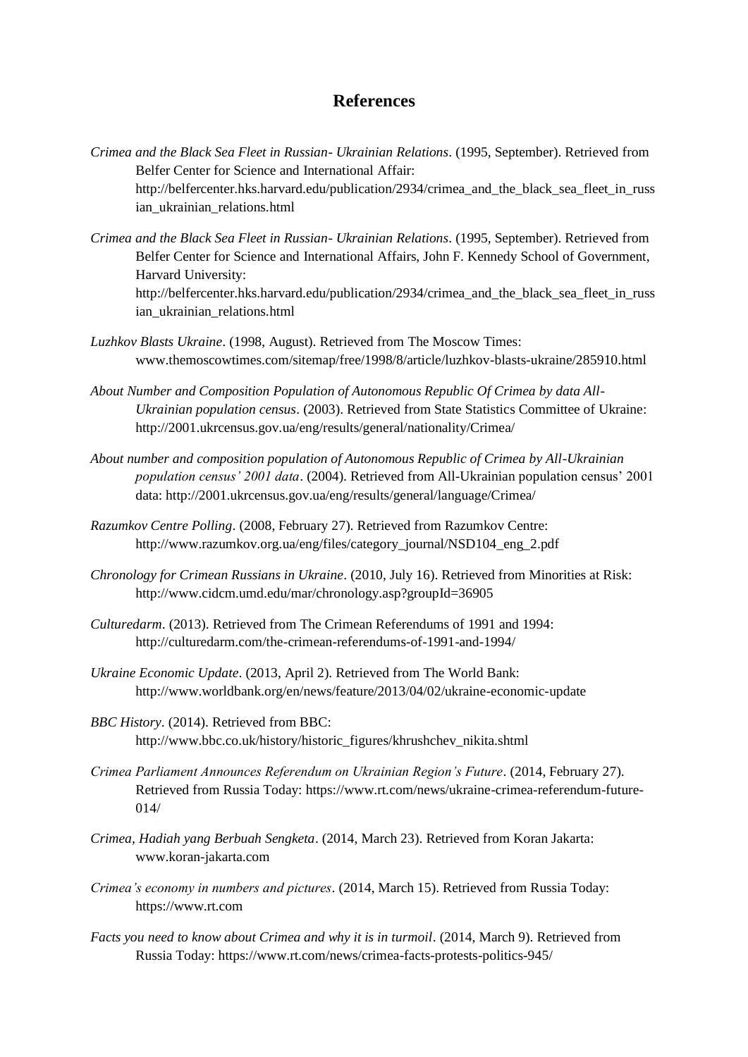# References

*Crimea and the Black Sea Fleet in Russian- Ukrainian Relations*. (1995, September). Retrieved from Belfer Center for Science and International Affair: http://belfercenter.hks.harvard.edu/publication/2934/crimea_and_the_black_sea_fleet_in_russian_ukrainian_relations.html

*Crimea and the Black Sea Fleet in Russian- Ukrainian Relations*. (1995, September). Retrieved from Belfer Center for Science and International Affairs, John F. Kennedy School of Government, Harvard University: http://belfercenter.hks.harvard.edu/publication/2934/crimea_and_the_black_sea_fleet_in_russian_ukrainian_relations.html

*Luzhkov Blasts Ukraine*. (1998, August). Retrieved from The Moscow Times: www.themoscowtimes.com/sitemap/free/1998/8/article/luzhkov-blasts-ukraine/285910.html

*About Number and Composition Population of Autonomous Republic Of Crimea by data All-Ukrainian population census*. (2003). Retrieved from State Statistics Committee of Ukraine: http://2001.ukrcensus.gov.ua/eng/results/general/nationality/Crimea/

*About number and composition population of Autonomous Republic of Crimea by All-Ukrainian population census' 2001 data*. (2004). Retrieved from All-Ukrainian population census' 2001 data: http://2001.ukrcensus.gov.ua/eng/results/general/language/Crimea/

*Razumkov Centre Polling*. (2008, February 27). Retrieved from Razumkov Centre: http://www.razumkov.org.ua/eng/files/category_journal/NSD104_eng_2.pdf

*Chronology for Crimean Russians in Ukraine*. (2010, July 16). Retrieved from Minorities at Risk: http://www.cidcm.umd.edu/mar/chronology.asp?groupId=36905

*Culturedarm*. (2013). Retrieved from The Crimean Referendums of 1991 and 1994: http://culturedarm.com/the-crimean-referendums-of-1991-and-1994/

*Ukraine Economic Update*. (2013, April 2). Retrieved from The World Bank: http://www.worldbank.org/en/news/feature/2013/04/02/ukraine-economic-update

*BBC History*. (2014). Retrieved from BBC: http://www.bbc.co.uk/history/historic_figures/khrushchev_nikita.shtml

*Crimea Parliament Announces Referendum on Ukrainian Region's Future*. (2014, February 27). Retrieved from Russia Today: https://www.rt.com/news/ukraine-crimea-referendum-future-014/

*Crimea, Hadiah yang Berbuah Sengketa*. (2014, March 23). Retrieved from Koran Jakarta: www.koran-jakarta.com

*Crimea's economy in numbers and pictures*. (2014, March 15). Retrieved from Russia Today: https://www.rt.com

*Facts you need to know about Crimea and why it is in turmoil*. (2014, March 9). Retrieved from Russia Today: https://www.rt.com/news/crimea-facts-protests-politics-945/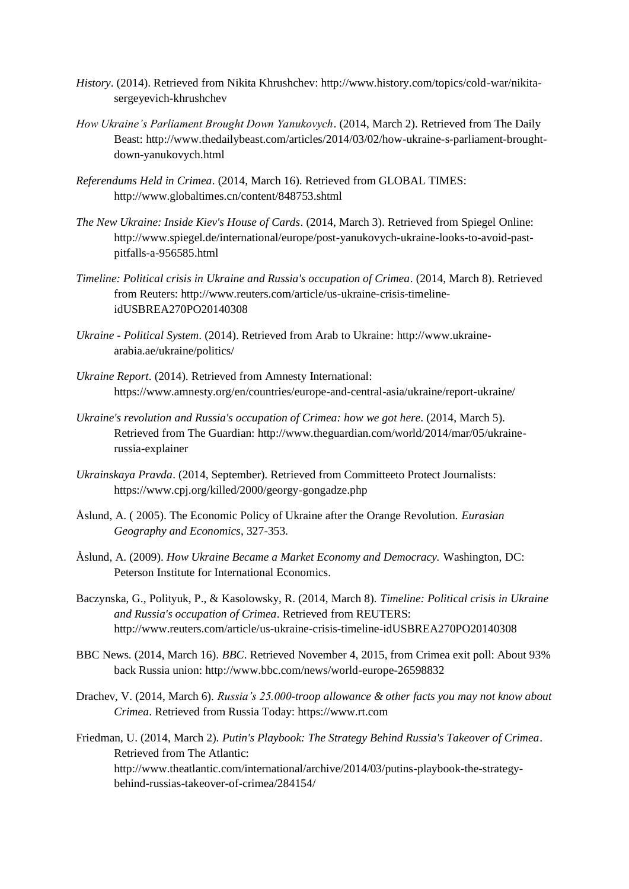*History*. (2014). Retrieved from Nikita Khrushchev: http://www.history.com/topics/cold-war/nikita-sergeyevich-khrushchev

*How Ukraine's Parliament Brought Down Yanukovych*. (2014, March 2). Retrieved from The Daily Beast: http://www.thedailybeast.com/articles/2014/03/02/how-ukraine-s-parliament-brought-down-yanukovych.html

*Referendums Held in Crimea*. (2014, March 16). Retrieved from GLOBAL TIMES: http://www.globaltimes.cn/content/848753.shtml

*The New Ukraine: Inside Kiev's House of Cards*. (2014, March 3). Retrieved from Spiegel Online: http://www.spiegel.de/international/europe/post-yanukovych-ukraine-looks-to-avoid-past-pitfalls-a-956585.html

*Timeline: Political crisis in Ukraine and Russia's occupation of Crimea*. (2014, March 8). Retrieved from Reuters: http://www.reuters.com/article/us-ukraine-crisis-timeline-idUSBREA270PO20140308

*Ukraine - Political System*. (2014). Retrieved from Arab to Ukraine: http://www.ukraine-arabia.ae/ukraine/politics/

*Ukraine Report*. (2014). Retrieved from Amnesty International: https://www.amnesty.org/en/countries/europe-and-central-asia/ukraine/report-ukraine/

*Ukraine's revolution and Russia's occupation of Crimea: how we got here*. (2014, March 5). Retrieved from The Guardian: http://www.theguardian.com/world/2014/mar/05/ukraine-russia-explainer

*Ukrainskaya Pravda*. (2014, September). Retrieved from Committeeto Protect Journalists: https://www.cpj.org/killed/2000/georgy-gongadze.php

Åslund, A. ( 2005). The Economic Policy of Ukraine after the Orange Revolution. *Eurasian Geography and Economics*, 327-353.

Åslund, A. (2009). *How Ukraine Became a Market Economy and Democracy.* Washington, DC: Peterson Institute for International Economics.

Baczynska, G., Polityuk, P., & Kasolowsky, R. (2014, March 8). *Timeline: Political crisis in Ukraine and Russia's occupation of Crimea*. Retrieved from REUTERS: http://www.reuters.com/article/us-ukraine-crisis-timeline-idUSBREA270PO20140308

BBC News. (2014, March 16). *BBC*. Retrieved November 4, 2015, from Crimea exit poll: About 93% back Russia union: http://www.bbc.com/news/world-europe-26598832

Drachev, V. (2014, March 6). *Russia's 25.000-troop allowance & other facts you may not know about Crimea*. Retrieved from Russia Today: https://www.rt.com

Friedman, U. (2014, March 2). *Putin's Playbook: The Strategy Behind Russia's Takeover of Crimea*. Retrieved from The Atlantic: http://www.theatlantic.com/international/archive/2014/03/putins-playbook-the-strategy-behind-russias-takeover-of-crimea/284154/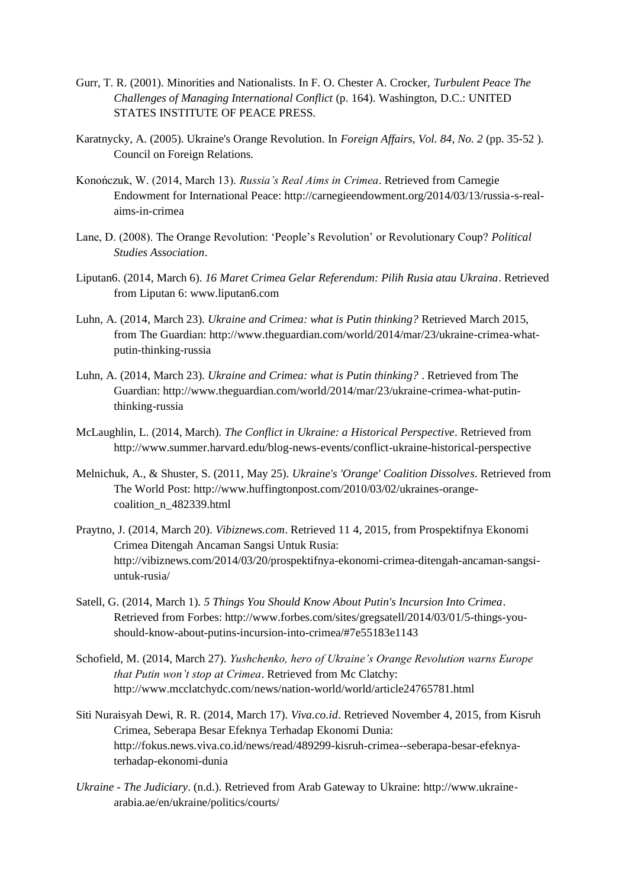Gurr, T. R. (2001). Minorities and Nationalists. In F. O. Chester A. Crocker, *Turbulent Peace The Challenges of Managing International Conflict* (p. 164). Washington, D.C.: UNITED STATES INSTITUTE OF PEACE PRESS.

Karatnycky, A. (2005). Ukraine's Orange Revolution. In *Foreign Affairs, Vol. 84, No. 2* (pp. 35-52 ). Council on Foreign Relations.

Konończuk, W. (2014, March 13). *Russia's Real Aims in Crimea*. Retrieved from Carnegie Endowment for International Peace: http://carnegieendowment.org/2014/03/13/russia-s-real-aims-in-crimea

Lane, D. (2008). The Orange Revolution: 'People's Revolution' or Revolutionary Coup? *Political Studies Association*.

Liputan6. (2014, March 6). *16 Maret Crimea Gelar Referendum: Pilih Rusia atau Ukraina*. Retrieved from Liputan 6: www.liputan6.com

Luhn, A. (2014, March 23). *Ukraine and Crimea: what is Putin thinking?* Retrieved March 2015, from The Guardian: http://www.theguardian.com/world/2014/mar/23/ukraine-crimea-what-putin-thinking-russia

Luhn, A. (2014, March 23). *Ukraine and Crimea: what is Putin thinking?* . Retrieved from The Guardian: http://www.theguardian.com/world/2014/mar/23/ukraine-crimea-what-putin-thinking-russia

McLaughlin, L. (2014, March). *The Conflict in Ukraine: a Historical Perspective*. Retrieved from http://www.summer.harvard.edu/blog-news-events/conflict-ukraine-historical-perspective

Melnichuk, A., & Shuster, S. (2011, May 25). *Ukraine's 'Orange' Coalition Dissolves*. Retrieved from The World Post: http://www.huffingtonpost.com/2010/03/02/ukraines-orange-coalition_n_482339.html

Praytno, J. (2014, March 20). *Vibiznews.com*. Retrieved 11 4, 2015, from Prospektifnya Ekonomi Crimea Ditengah Ancaman Sangsi Untuk Rusia: http://vibiznews.com/2014/03/20/prospektifnya-ekonomi-crimea-ditengah-ancaman-sangsi-untuk-rusia/

Satell, G. (2014, March 1). *5 Things You Should Know About Putin's Incursion Into Crimea*. Retrieved from Forbes: http://www.forbes.com/sites/gregsatell/2014/03/01/5-things-you-should-know-about-putins-incursion-into-crimea/#7e55183e1143

Schofield, M. (2014, March 27). *Yushchenko, hero of Ukraine's Orange Revolution warns Europe that Putin won't stop at Crimea*. Retrieved from Mc Clatchy: http://www.mcclatchydc.com/news/nation-world/world/article24765781.html

Siti Nuraisyah Dewi, R. R. (2014, March 17). *Viva.co.id*. Retrieved November 4, 2015, from Kisruh Crimea, Seberapa Besar Efeknya Terhadap Ekonomi Dunia: http://fokus.news.viva.co.id/news/read/489299-kisruh-crimea--seberapa-besar-efeknya-terhadap-ekonomi-dunia

*Ukraine - The Judiciary*. (n.d.). Retrieved from Arab Gateway to Ukraine: http://www.ukraine-arabia.ae/en/ukraine/politics/courts/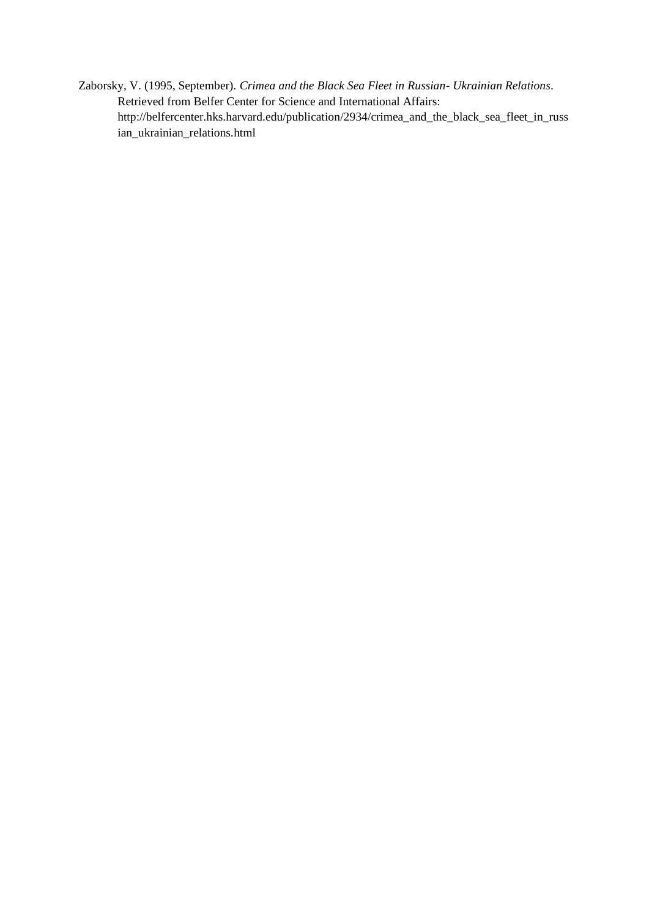Zaborsky, V. (1995, September). *Crimea and the Black Sea Fleet in Russian- Ukrainian Relations*. Retrieved from Belfer Center for Science and International Affairs: http://belfercenter.hks.harvard.edu/publication/2934/crimea_and_the_black_sea_fleet_in_russian_ukrainian_relations.html